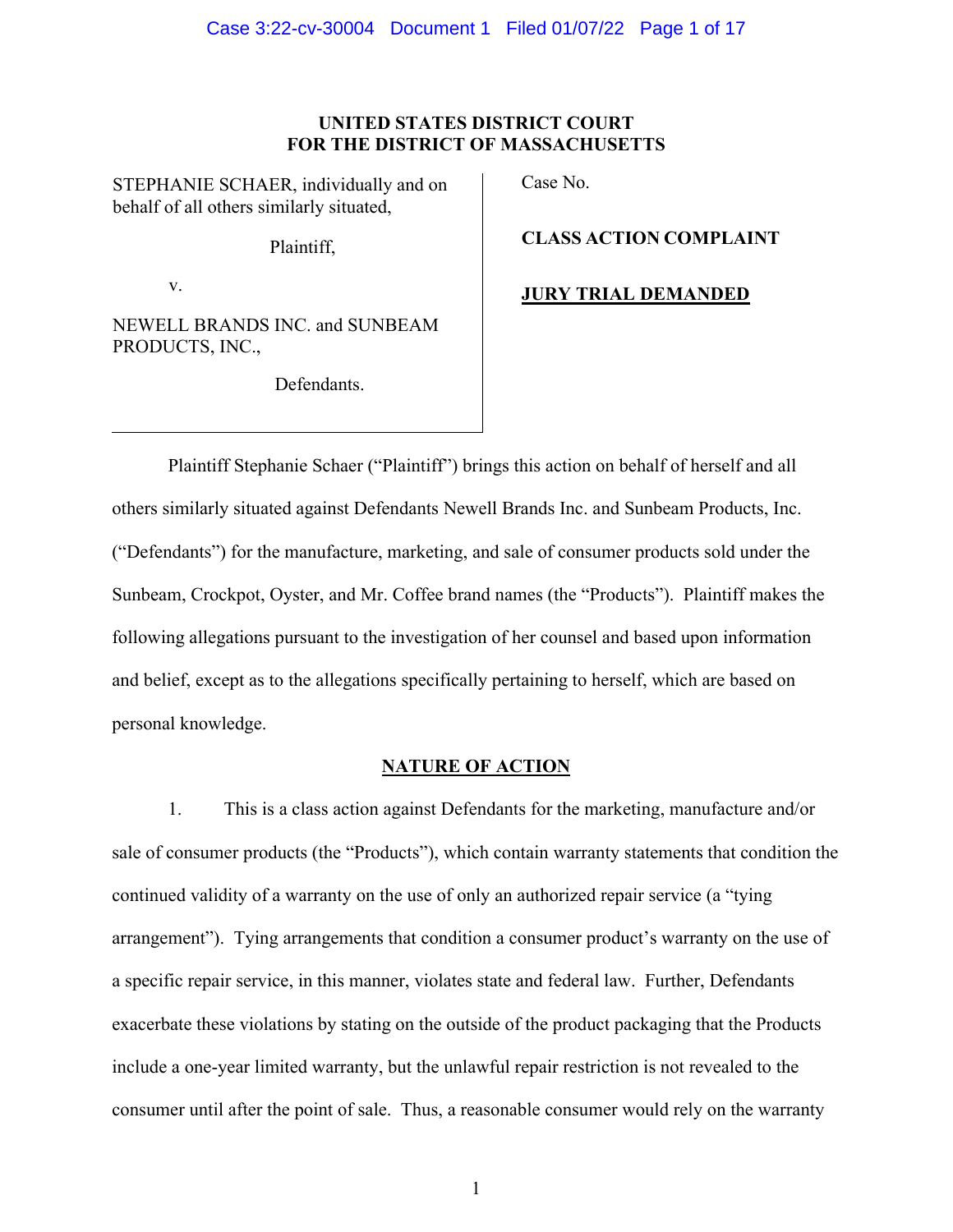**UNITED STATES DISTRICT COURT**
**FOR THE DISTRICT OF MASSACHUSETTS**

| | |
|---|---|
| STEPHANIE SCHAER, individually and on behalf of all others similarly situated,<br><br>Plaintiff,<br><br>v.<br><br>NEWELL BRANDS INC. and SUNBEAM PRODUCTS, INC.,<br><br>Defendants. | Case No.<br><br>**CLASS ACTION COMPLAINT**<br><br>**JURY TRIAL DEMANDED** |

Plaintiff Stephanie Schaer ("Plaintiff") brings this action on behalf of herself and all others similarly situated against Defendants Newell Brands Inc. and Sunbeam Products, Inc. ("Defendants") for the manufacture, marketing, and sale of consumer products sold under the Sunbeam, Crockpot, Oyster, and Mr. Coffee brand names (the "Products"). Plaintiff makes the following allegations pursuant to the investigation of her counsel and based upon information and belief, except as to the allegations specifically pertaining to herself, which are based on personal knowledge.

## NATURE OF ACTION

1. This is a class action against Defendants for the marketing, manufacture and/or sale of consumer products (the "Products"), which contain warranty statements that condition the continued validity of a warranty on the use of only an authorized repair service (a "tying arrangement"). Tying arrangements that condition a consumer product's warranty on the use of a specific repair service, in this manner, violates state and federal law. Further, Defendants exacerbate these violations by stating on the outside of the product packaging that the Products include a one-year limited warranty, but the unlawful repair restriction is not revealed to the consumer until after the point of sale. Thus, a reasonable consumer would rely on the warranty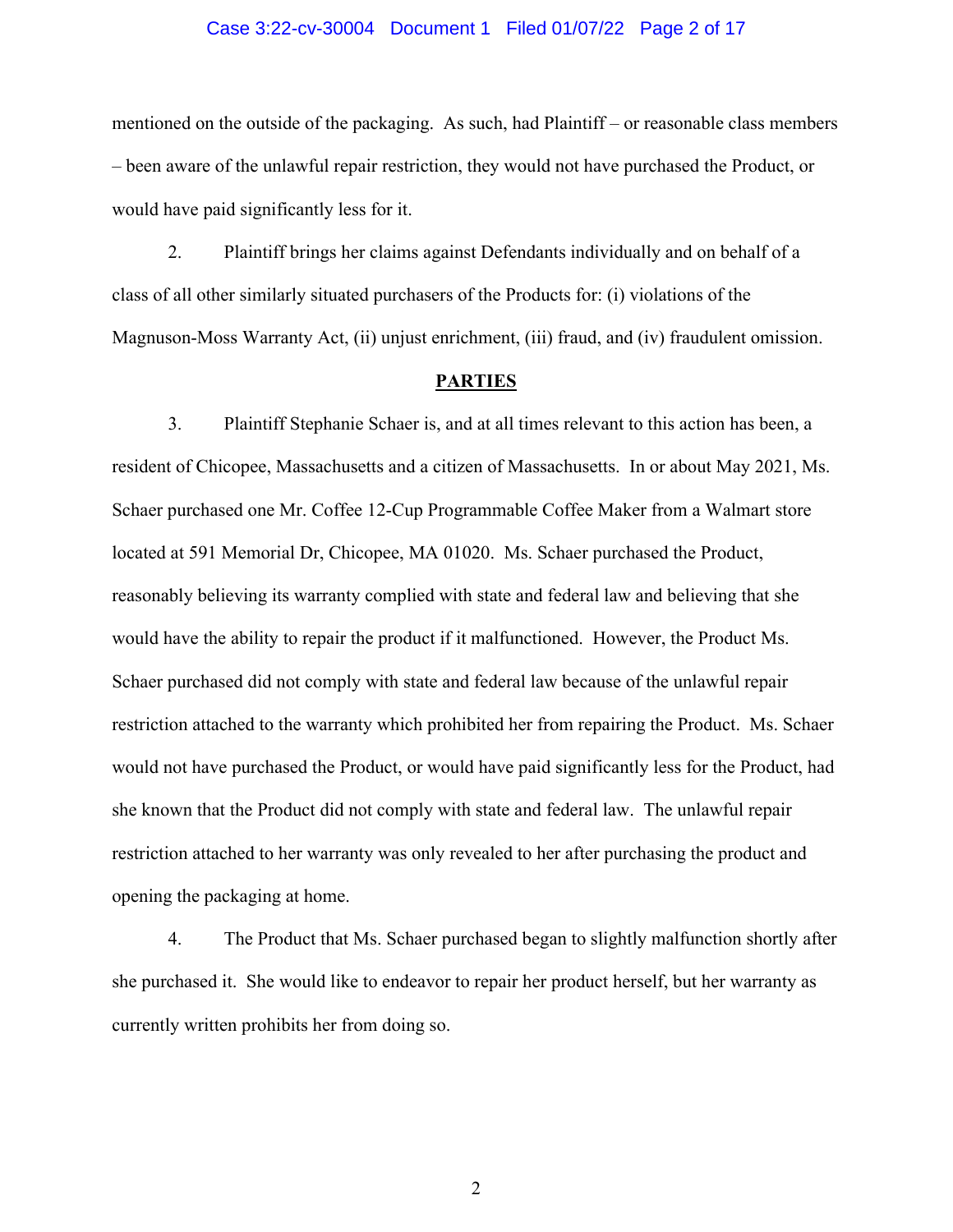mentioned on the outside of the packaging. As such, had Plaintiff – or reasonable class members – been aware of the unlawful repair restriction, they would not have purchased the Product, or would have paid significantly less for it.

2. Plaintiff brings her claims against Defendants individually and on behalf of a class of all other similarly situated purchasers of the Products for: (i) violations of the Magnuson-Moss Warranty Act, (ii) unjust enrichment, (iii) fraud, and (iv) fraudulent omission.

## PARTIES

3. Plaintiff Stephanie Schaer is, and at all times relevant to this action has been, a resident of Chicopee, Massachusetts and a citizen of Massachusetts. In or about May 2021, Ms. Schaer purchased one Mr. Coffee 12-Cup Programmable Coffee Maker from a Walmart store located at 591 Memorial Dr, Chicopee, MA 01020. Ms. Schaer purchased the Product, reasonably believing its warranty complied with state and federal law and believing that she would have the ability to repair the product if it malfunctioned. However, the Product Ms. Schaer purchased did not comply with state and federal law because of the unlawful repair restriction attached to the warranty which prohibited her from repairing the Product. Ms. Schaer would not have purchased the Product, or would have paid significantly less for the Product, had she known that the Product did not comply with state and federal law. The unlawful repair restriction attached to her warranty was only revealed to her after purchasing the product and opening the packaging at home.

4. The Product that Ms. Schaer purchased began to slightly malfunction shortly after she purchased it. She would like to endeavor to repair her product herself, but her warranty as currently written prohibits her from doing so.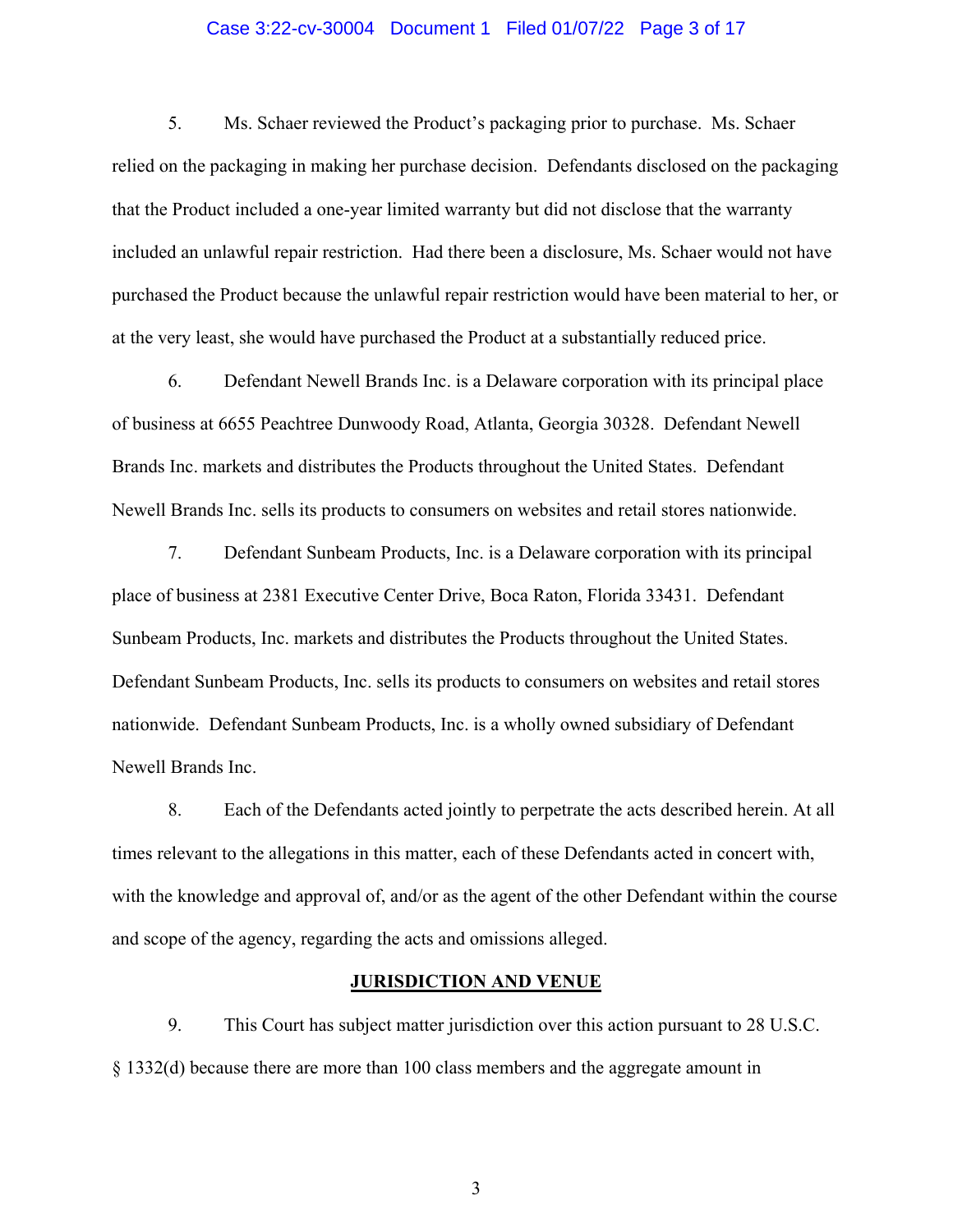5. Ms. Schaer reviewed the Product's packaging prior to purchase. Ms. Schaer relied on the packaging in making her purchase decision. Defendants disclosed on the packaging that the Product included a one-year limited warranty but did not disclose that the warranty included an unlawful repair restriction. Had there been a disclosure, Ms. Schaer would not have purchased the Product because the unlawful repair restriction would have been material to her, or at the very least, she would have purchased the Product at a substantially reduced price.

6. Defendant Newell Brands Inc. is a Delaware corporation with its principal place of business at 6655 Peachtree Dunwoody Road, Atlanta, Georgia 30328. Defendant Newell Brands Inc. markets and distributes the Products throughout the United States. Defendant Newell Brands Inc. sells its products to consumers on websites and retail stores nationwide.

7. Defendant Sunbeam Products, Inc. is a Delaware corporation with its principal place of business at 2381 Executive Center Drive, Boca Raton, Florida 33431. Defendant Sunbeam Products, Inc. markets and distributes the Products throughout the United States. Defendant Sunbeam Products, Inc. sells its products to consumers on websites and retail stores nationwide. Defendant Sunbeam Products, Inc. is a wholly owned subsidiary of Defendant Newell Brands Inc.

8. Each of the Defendants acted jointly to perpetrate the acts described herein. At all times relevant to the allegations in this matter, each of these Defendants acted in concert with, with the knowledge and approval of, and/or as the agent of the other Defendant within the course and scope of the agency, regarding the acts and omissions alleged.

## JURISDICTION AND VENUE

9. This Court has subject matter jurisdiction over this action pursuant to 28 U.S.C. § 1332(d) because there are more than 100 class members and the aggregate amount in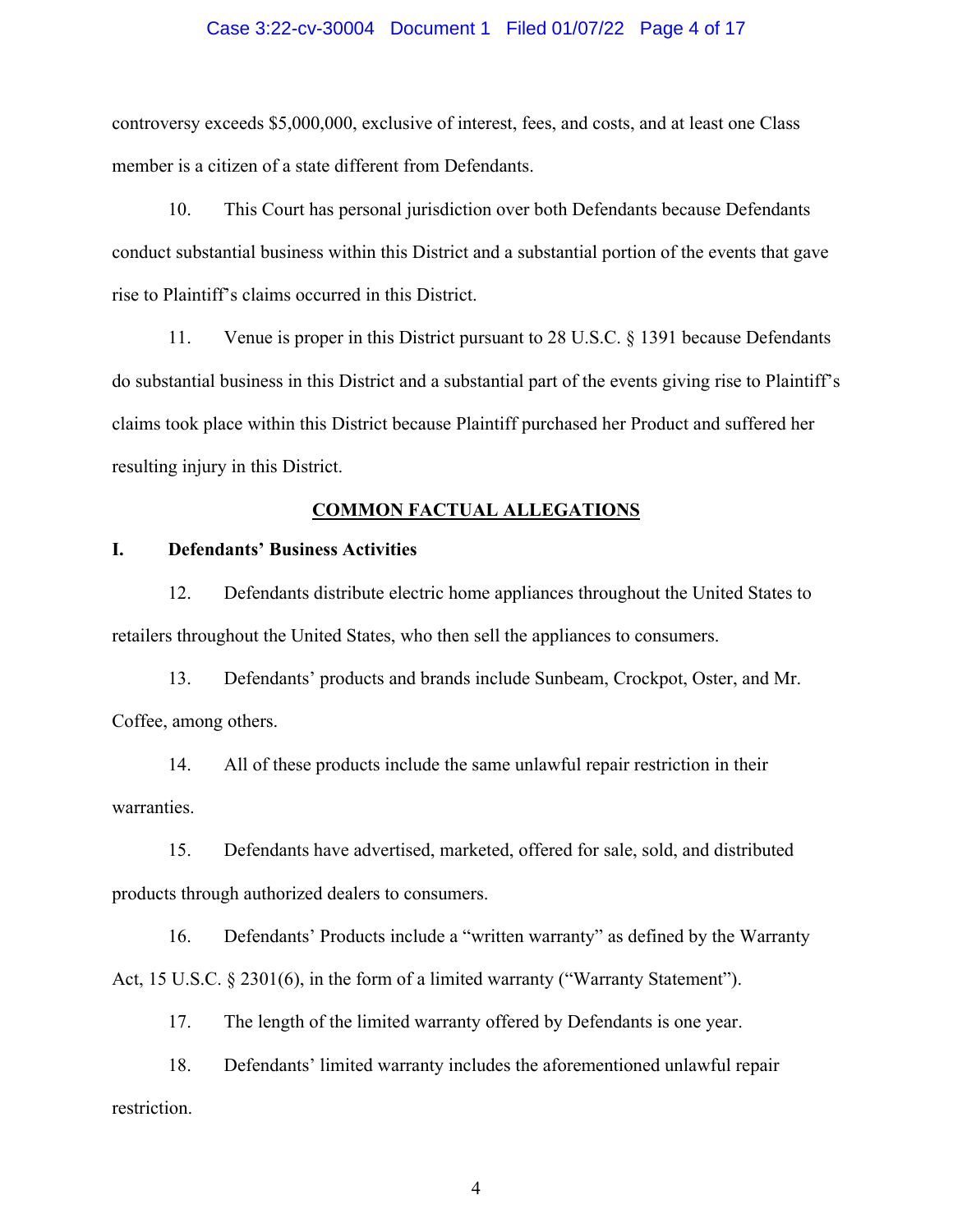controversy exceeds $5,000,000, exclusive of interest, fees, and costs, and at least one Class member is a citizen of a state different from Defendants.

10. This Court has personal jurisdiction over both Defendants because Defendants conduct substantial business within this District and a substantial portion of the events that gave rise to Plaintiff's claims occurred in this District.

11. Venue is proper in this District pursuant to 28 U.S.C. § 1391 because Defendants do substantial business in this District and a substantial part of the events giving rise to Plaintiff's claims took place within this District because Plaintiff purchased her Product and suffered her resulting injury in this District.

## COMMON FACTUAL ALLEGATIONS

### I. Defendants' Business Activities

12. Defendants distribute electric home appliances throughout the United States to retailers throughout the United States, who then sell the appliances to consumers.

13. Defendants' products and brands include Sunbeam, Crockpot, Oster, and Mr. Coffee, among others.

14. All of these products include the same unlawful repair restriction in their warranties.

15. Defendants have advertised, marketed, offered for sale, sold, and distributed products through authorized dealers to consumers.

16. Defendants' Products include a "written warranty" as defined by the Warranty Act, 15 U.S.C. § 2301(6), in the form of a limited warranty ("Warranty Statement").

17. The length of the limited warranty offered by Defendants is one year.

18. Defendants' limited warranty includes the aforementioned unlawful repair restriction.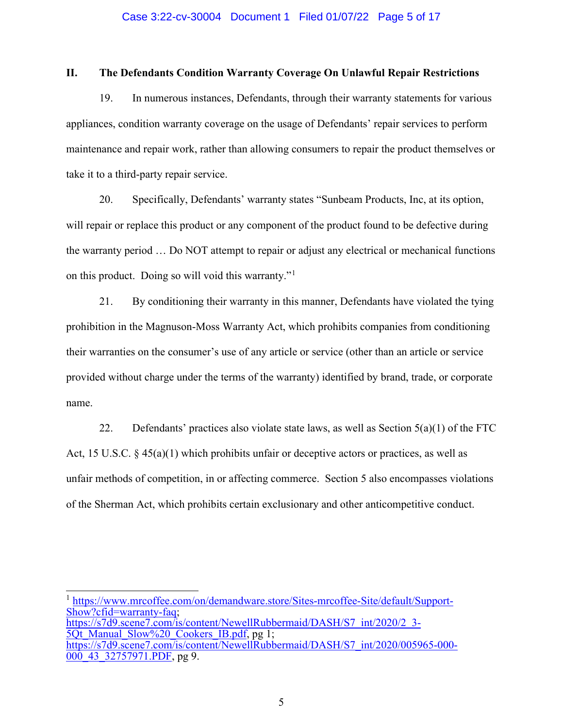## II. The Defendants Condition Warranty Coverage On Unlawful Repair Restrictions

19. In numerous instances, Defendants, through their warranty statements for various appliances, condition warranty coverage on the usage of Defendants' repair services to perform maintenance and repair work, rather than allowing consumers to repair the product themselves or take it to a third-party repair service.

20. Specifically, Defendants' warranty states "Sunbeam Products, Inc, at its option, will repair or replace this product or any component of the product found to be defective during the warranty period … Do NOT attempt to repair or adjust any electrical or mechanical functions on this product. Doing so will void this warranty."[1]

21. By conditioning their warranty in this manner, Defendants have violated the tying prohibition in the Magnuson-Moss Warranty Act, which prohibits companies from conditioning their warranties on the consumer's use of any article or service (other than an article or service provided without charge under the terms of the warranty) identified by brand, trade, or corporate name.

22. Defendants' practices also violate state laws, as well as Section 5(a)(1) of the FTC Act, 15 U.S.C. § 45(a)(1) which prohibits unfair or deceptive actors or practices, as well as unfair methods of competition, in or affecting commerce. Section 5 also encompasses violations of the Sherman Act, which prohibits certain exclusionary and other anticompetitive conduct.

---

[1] https://www.mrcoffee.com/on/demandware.store/Sites-mrcoffee-Site/default/Support-Show?cfid=warranty-faq; https://s7d9.scene7.com/is/content/NewellRubbermaid/DASH/S7_int/2020/2_3-5Qt_Manual_Slow%20_Cookers_IB.pdf, pg 1; https://s7d9.scene7.com/is/content/NewellRubbermaid/DASH/S7_int/2020/005965-000-000_43_32757971.PDF, pg 9.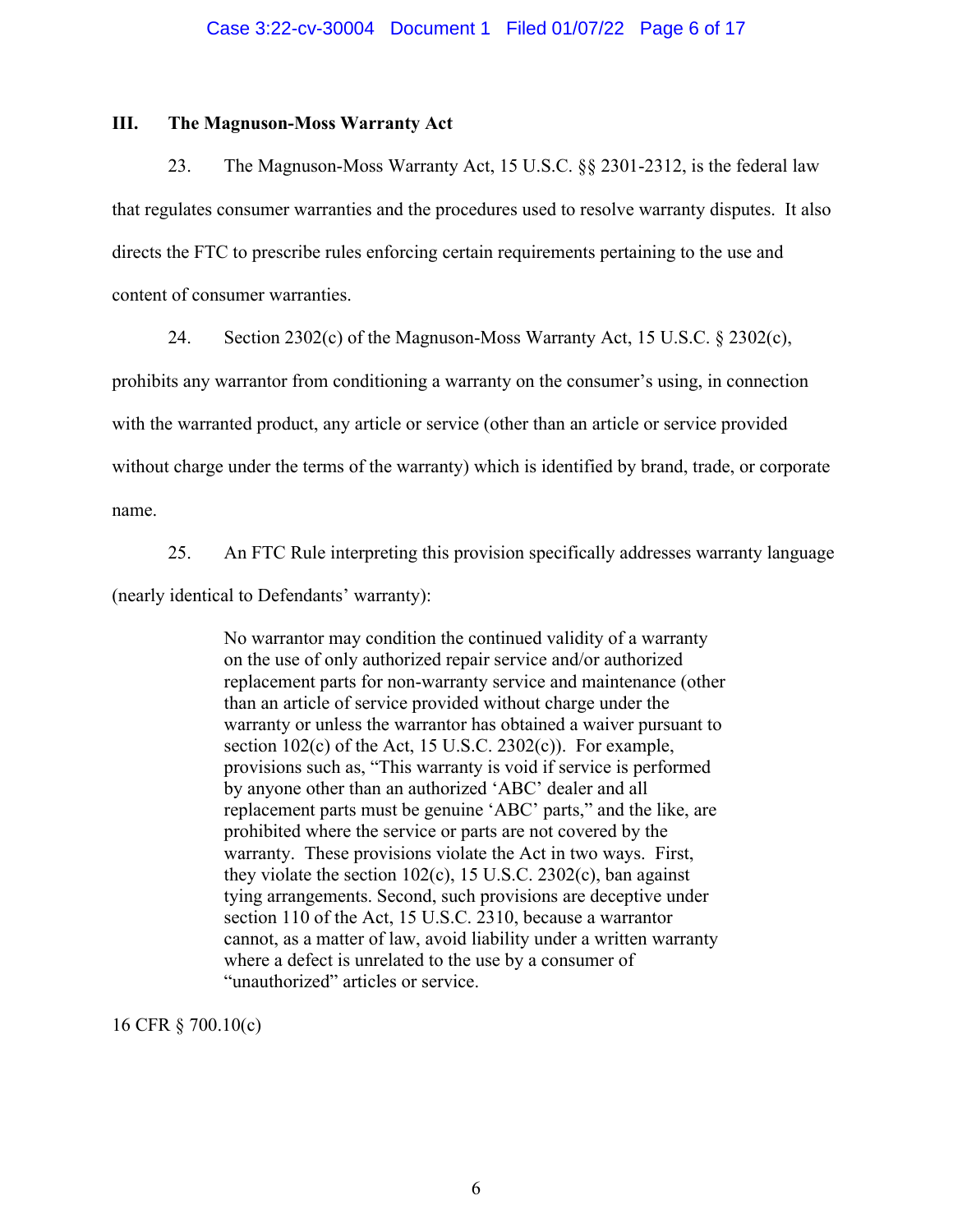### III. The Magnuson-Moss Warranty Act

23. The Magnuson-Moss Warranty Act, 15 U.S.C. §§ 2301-2312, is the federal law that regulates consumer warranties and the procedures used to resolve warranty disputes. It also directs the FTC to prescribe rules enforcing certain requirements pertaining to the use and content of consumer warranties.

24. Section 2302(c) of the Magnuson-Moss Warranty Act, 15 U.S.C. § 2302(c), prohibits any warrantor from conditioning a warranty on the consumer's using, in connection with the warranted product, any article or service (other than an article or service provided without charge under the terms of the warranty) which is identified by brand, trade, or corporate name.

25. An FTC Rule interpreting this provision specifically addresses warranty language (nearly identical to Defendants' warranty):

> No warrantor may condition the continued validity of a warranty on the use of only authorized repair service and/or authorized replacement parts for non-warranty service and maintenance (other than an article of service provided without charge under the warranty or unless the warrantor has obtained a waiver pursuant to section 102(c) of the Act, 15 U.S.C. 2302(c)). For example, provisions such as, "This warranty is void if service is performed by anyone other than an authorized 'ABC' dealer and all replacement parts must be genuine 'ABC' parts," and the like, are prohibited where the service or parts are not covered by the warranty. These provisions violate the Act in two ways. First, they violate the section 102(c), 15 U.S.C. 2302(c), ban against tying arrangements. Second, such provisions are deceptive under section 110 of the Act, 15 U.S.C. 2310, because a warrantor cannot, as a matter of law, avoid liability under a written warranty where a defect is unrelated to the use by a consumer of "unauthorized" articles or service.

16 CFR § 700.10(c)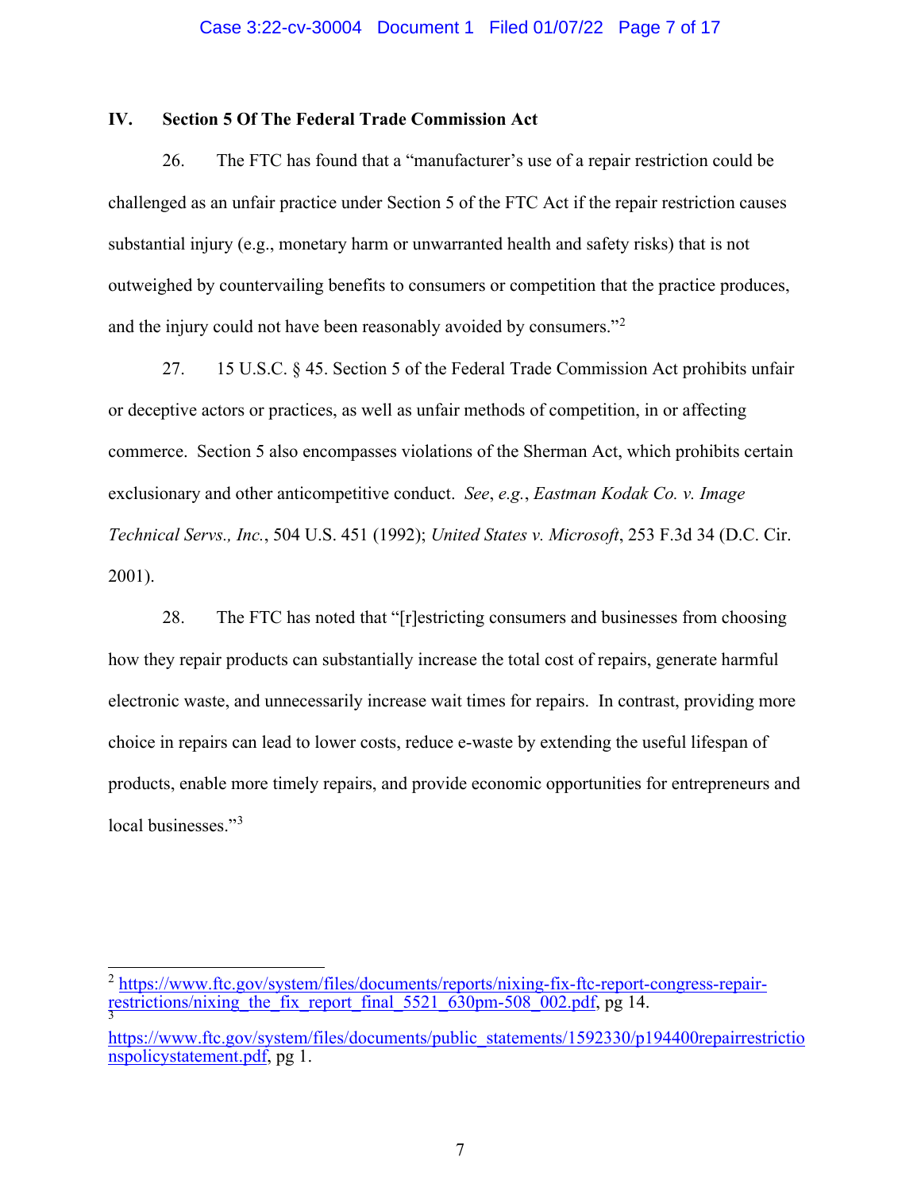## IV. Section 5 Of The Federal Trade Commission Act

26. The FTC has found that a "manufacturer's use of a repair restriction could be challenged as an unfair practice under Section 5 of the FTC Act if the repair restriction causes substantial injury (e.g., monetary harm or unwarranted health and safety risks) that is not outweighed by countervailing benefits to consumers or competition that the practice produces, and the injury could not have been reasonably avoided by consumers."[2]

27. 15 U.S.C. § 45. Section 5 of the Federal Trade Commission Act prohibits unfair or deceptive actors or practices, as well as unfair methods of competition, in or affecting commerce. Section 5 also encompasses violations of the Sherman Act, which prohibits certain exclusionary and other anticompetitive conduct. *See*, *e.g.*, *Eastman Kodak Co. v. Image Technical Servs., Inc.*, 504 U.S. 451 (1992); *United States v. Microsoft*, 253 F.3d 34 (D.C. Cir. 2001).

28. The FTC has noted that "[r]estricting consumers and businesses from choosing how they repair products can substantially increase the total cost of repairs, generate harmful electronic waste, and unnecessarily increase wait times for repairs. In contrast, providing more choice in repairs can lead to lower costs, reduce e-waste by extending the useful lifespan of products, enable more timely repairs, and provide economic opportunities for entrepreneurs and local businesses."[3]

---

[2] https://www.ftc.gov/system/files/documents/reports/nixing-fix-ftc-report-congress-repair-restrictions/nixing_the_fix_report_final_5521_630pm-508_002.pdf, pg 14.

[3] https://www.ftc.gov/system/files/documents/public_statements/1592330/p194400repairrestrictionspolicystatement.pdf, pg 1.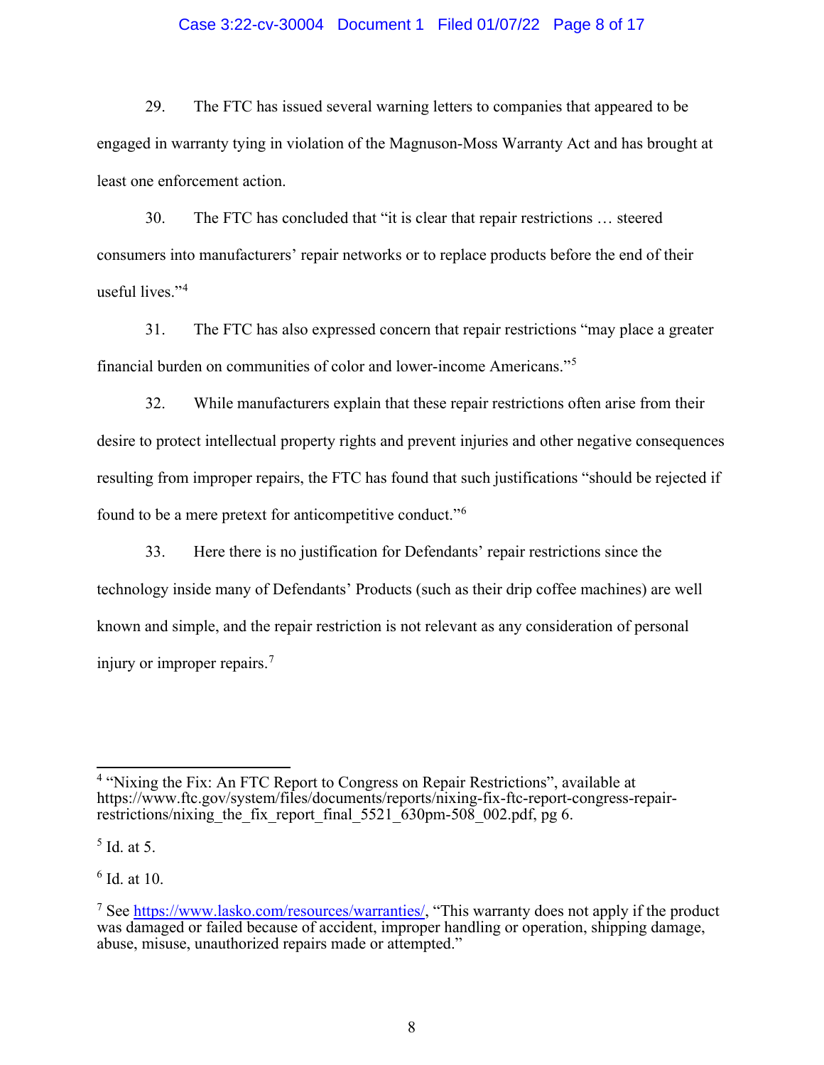29. The FTC has issued several warning letters to companies that appeared to be engaged in warranty tying in violation of the Magnuson-Moss Warranty Act and has brought at least one enforcement action.

30. The FTC has concluded that "it is clear that repair restrictions … steered consumers into manufacturers' repair networks or to replace products before the end of their useful lives."[4]

31. The FTC has also expressed concern that repair restrictions "may place a greater financial burden on communities of color and lower-income Americans."[5]

32. While manufacturers explain that these repair restrictions often arise from their desire to protect intellectual property rights and prevent injuries and other negative consequences resulting from improper repairs, the FTC has found that such justifications "should be rejected if found to be a mere pretext for anticompetitive conduct."[6]

33. Here there is no justification for Defendants' repair restrictions since the technology inside many of Defendants' Products (such as their drip coffee machines) are well known and simple, and the repair restriction is not relevant as any consideration of personal injury or improper repairs.[7]

---

[4] "Nixing the Fix: An FTC Report to Congress on Repair Restrictions", available at https://www.ftc.gov/system/files/documents/reports/nixing-fix-ftc-report-congress-repair-restrictions/nixing_the_fix_report_final_5521_630pm-508_002.pdf, pg 6.

[5] Id. at 5.

[6] Id. at 10.

[7] See https://www.lasko.com/resources/warranties/, "This warranty does not apply if the product was damaged or failed because of accident, improper handling or operation, shipping damage, abuse, misuse, unauthorized repairs made or attempted."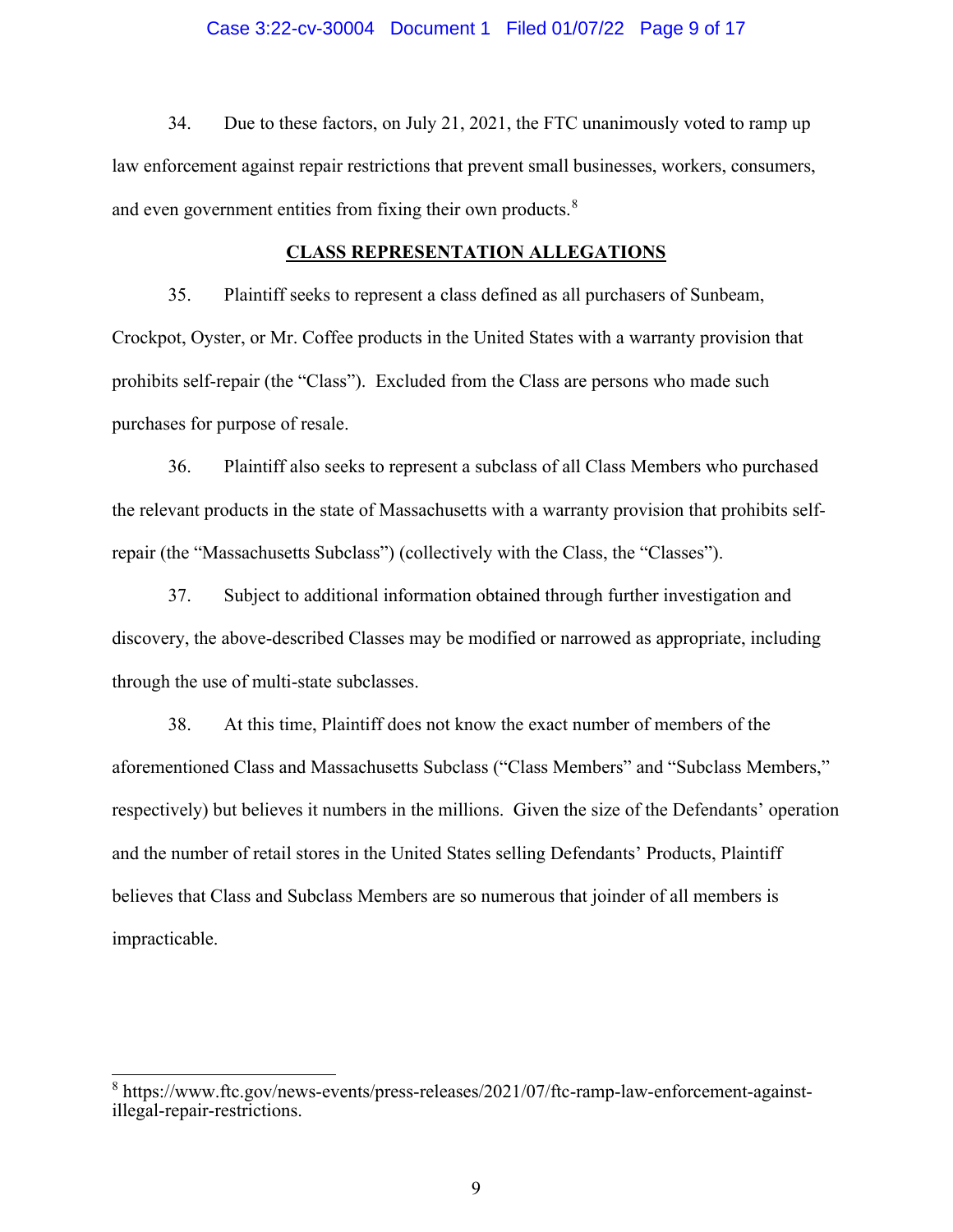34. Due to these factors, on July 21, 2021, the FTC unanimously voted to ramp up law enforcement against repair restrictions that prevent small businesses, workers, consumers, and even government entities from fixing their own products.[8]

## CLASS REPRESENTATION ALLEGATIONS

35. Plaintiff seeks to represent a class defined as all purchasers of Sunbeam, Crockpot, Oyster, or Mr. Coffee products in the United States with a warranty provision that prohibits self-repair (the "Class"). Excluded from the Class are persons who made such purchases for purpose of resale.

36. Plaintiff also seeks to represent a subclass of all Class Members who purchased the relevant products in the state of Massachusetts with a warranty provision that prohibits self-repair (the "Massachusetts Subclass") (collectively with the Class, the "Classes").

37. Subject to additional information obtained through further investigation and discovery, the above-described Classes may be modified or narrowed as appropriate, including through the use of multi-state subclasses.

38. At this time, Plaintiff does not know the exact number of members of the aforementioned Class and Massachusetts Subclass ("Class Members" and "Subclass Members," respectively) but believes it numbers in the millions. Given the size of the Defendants' operation and the number of retail stores in the United States selling Defendants' Products, Plaintiff believes that Class and Subclass Members are so numerous that joinder of all members is impracticable.

---

[8] https://www.ftc.gov/news-events/press-releases/2021/07/ftc-ramp-law-enforcement-against-illegal-repair-restrictions.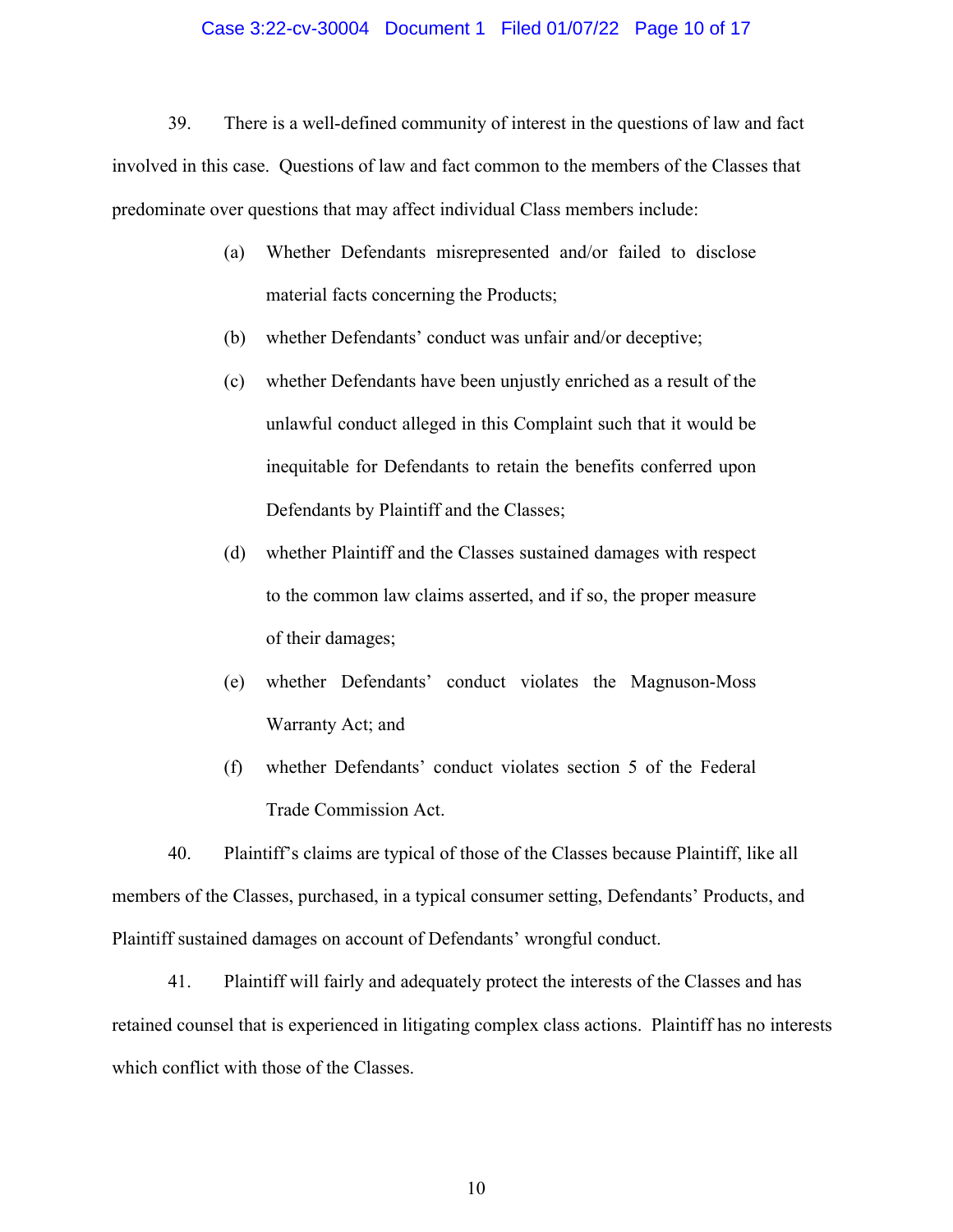39. There is a well-defined community of interest in the questions of law and fact involved in this case. Questions of law and fact common to the members of the Classes that predominate over questions that may affect individual Class members include:

(a) Whether Defendants misrepresented and/or failed to disclose material facts concerning the Products;

(b) whether Defendants' conduct was unfair and/or deceptive;

(c) whether Defendants have been unjustly enriched as a result of the unlawful conduct alleged in this Complaint such that it would be inequitable for Defendants to retain the benefits conferred upon Defendants by Plaintiff and the Classes;

(d) whether Plaintiff and the Classes sustained damages with respect to the common law claims asserted, and if so, the proper measure of their damages;

(e) whether Defendants' conduct violates the Magnuson-Moss Warranty Act; and

(f) whether Defendants' conduct violates section 5 of the Federal Trade Commission Act.

40. Plaintiff's claims are typical of those of the Classes because Plaintiff, like all members of the Classes, purchased, in a typical consumer setting, Defendants' Products, and Plaintiff sustained damages on account of Defendants' wrongful conduct.

41. Plaintiff will fairly and adequately protect the interests of the Classes and has retained counsel that is experienced in litigating complex class actions. Plaintiff has no interests which conflict with those of the Classes.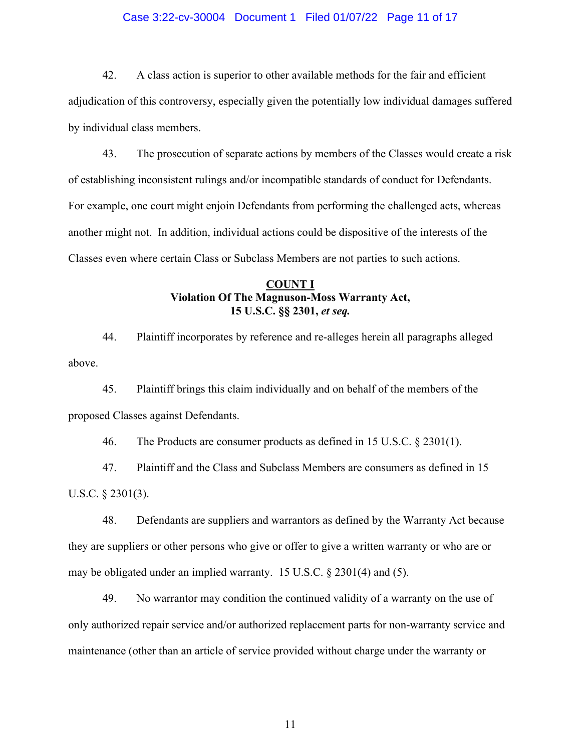42. A class action is superior to other available methods for the fair and efficient adjudication of this controversy, especially given the potentially low individual damages suffered by individual class members.

43. The prosecution of separate actions by members of the Classes would create a risk of establishing inconsistent rulings and/or incompatible standards of conduct for Defendants. For example, one court might enjoin Defendants from performing the challenged acts, whereas another might not. In addition, individual actions could be dispositive of the interests of the Classes even where certain Class or Subclass Members are not parties to such actions.

**COUNT I**
**Violation Of The Magnuson-Moss Warranty Act,**
**15 U.S.C. §§ 2301, *et seq.***

44. Plaintiff incorporates by reference and re-alleges herein all paragraphs alleged above.

45. Plaintiff brings this claim individually and on behalf of the members of the proposed Classes against Defendants.

46. The Products are consumer products as defined in 15 U.S.C. § 2301(1).

47. Plaintiff and the Class and Subclass Members are consumers as defined in 15 U.S.C. § 2301(3).

48. Defendants are suppliers and warrantors as defined by the Warranty Act because they are suppliers or other persons who give or offer to give a written warranty or who are or may be obligated under an implied warranty. 15 U.S.C. § 2301(4) and (5).

49. No warrantor may condition the continued validity of a warranty on the use of only authorized repair service and/or authorized replacement parts for non-warranty service and maintenance (other than an article of service provided without charge under the warranty or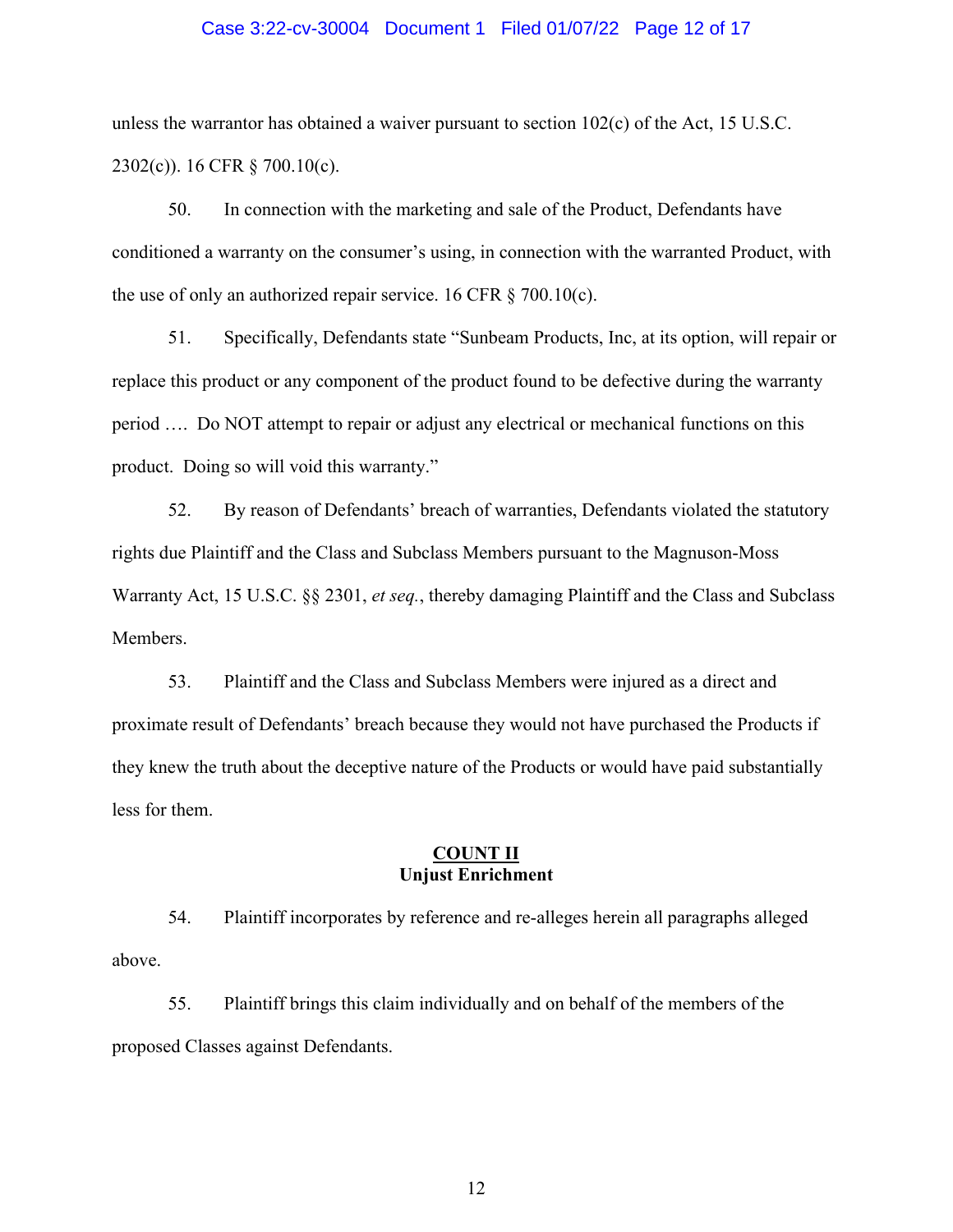unless the warrantor has obtained a waiver pursuant to section 102(c) of the Act, 15 U.S.C. 2302(c)). 16 CFR § 700.10(c).

50. In connection with the marketing and sale of the Product, Defendants have conditioned a warranty on the consumer's using, in connection with the warranted Product, with the use of only an authorized repair service. 16 CFR § 700.10(c).

51. Specifically, Defendants state "Sunbeam Products, Inc, at its option, will repair or replace this product or any component of the product found to be defective during the warranty period …. Do NOT attempt to repair or adjust any electrical or mechanical functions on this product. Doing so will void this warranty."

52. By reason of Defendants' breach of warranties, Defendants violated the statutory rights due Plaintiff and the Class and Subclass Members pursuant to the Magnuson-Moss Warranty Act, 15 U.S.C. §§ 2301, *et seq.*, thereby damaging Plaintiff and the Class and Subclass Members.

53. Plaintiff and the Class and Subclass Members were injured as a direct and proximate result of Defendants' breach because they would not have purchased the Products if they knew the truth about the deceptive nature of the Products or would have paid substantially less for them.

**COUNT II**
**Unjust Enrichment**

54. Plaintiff incorporates by reference and re-alleges herein all paragraphs alleged above.

55. Plaintiff brings this claim individually and on behalf of the members of the proposed Classes against Defendants.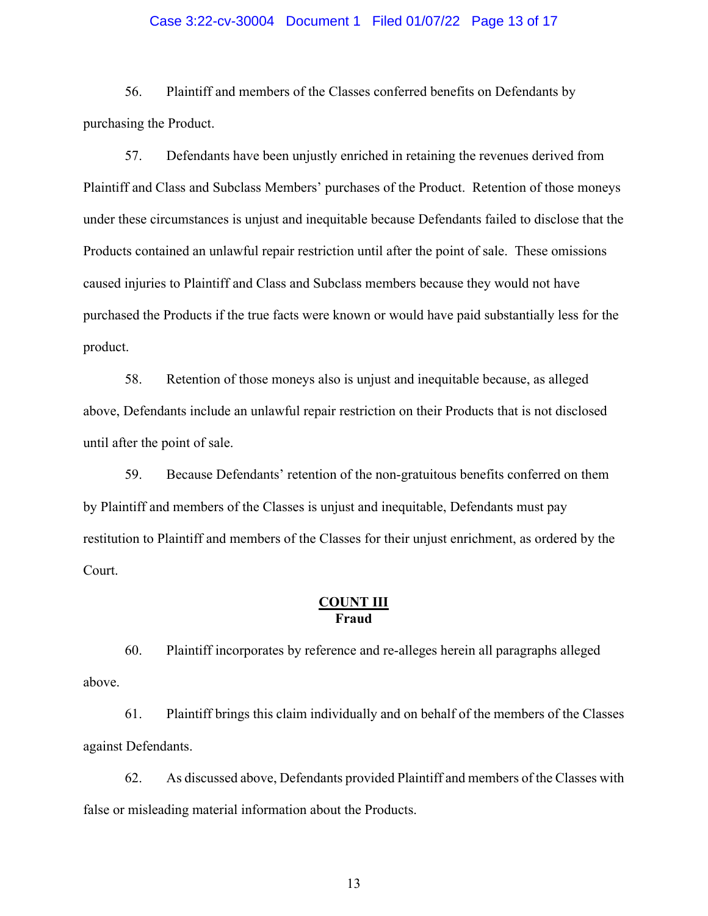56. Plaintiff and members of the Classes conferred benefits on Defendants by purchasing the Product.

57. Defendants have been unjustly enriched in retaining the revenues derived from Plaintiff and Class and Subclass Members' purchases of the Product. Retention of those moneys under these circumstances is unjust and inequitable because Defendants failed to disclose that the Products contained an unlawful repair restriction until after the point of sale. These omissions caused injuries to Plaintiff and Class and Subclass members because they would not have purchased the Products if the true facts were known or would have paid substantially less for the product.

58. Retention of those moneys also is unjust and inequitable because, as alleged above, Defendants include an unlawful repair restriction on their Products that is not disclosed until after the point of sale.

59. Because Defendants' retention of the non-gratuitous benefits conferred on them by Plaintiff and members of the Classes is unjust and inequitable, Defendants must pay restitution to Plaintiff and members of the Classes for their unjust enrichment, as ordered by the Court.

## **COUNT III**
## **Fraud**

60. Plaintiff incorporates by reference and re-alleges herein all paragraphs alleged above.

61. Plaintiff brings this claim individually and on behalf of the members of the Classes against Defendants.

62. As discussed above, Defendants provided Plaintiff and members of the Classes with false or misleading material information about the Products.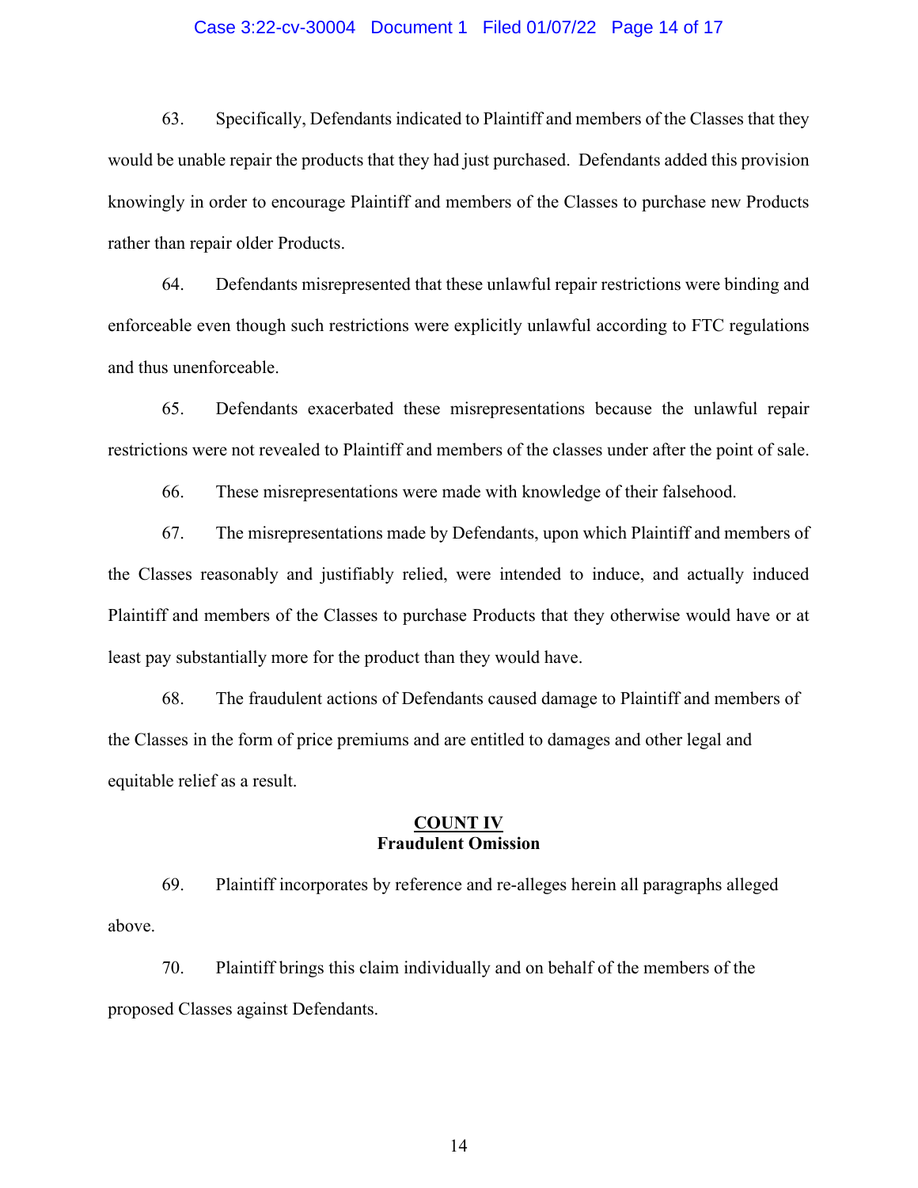63. Specifically, Defendants indicated to Plaintiff and members of the Classes that they would be unable repair the products that they had just purchased. Defendants added this provision knowingly in order to encourage Plaintiff and members of the Classes to purchase new Products rather than repair older Products.

64. Defendants misrepresented that these unlawful repair restrictions were binding and enforceable even though such restrictions were explicitly unlawful according to FTC regulations and thus unenforceable.

65. Defendants exacerbated these misrepresentations because the unlawful repair restrictions were not revealed to Plaintiff and members of the classes under after the point of sale.

66. These misrepresentations were made with knowledge of their falsehood.

67. The misrepresentations made by Defendants, upon which Plaintiff and members of the Classes reasonably and justifiably relied, were intended to induce, and actually induced Plaintiff and members of the Classes to purchase Products that they otherwise would have or at least pay substantially more for the product than they would have.

68. The fraudulent actions of Defendants caused damage to Plaintiff and members of the Classes in the form of price premiums and are entitled to damages and other legal and equitable relief as a result.

**COUNT IV**
**Fraudulent Omission**

69. Plaintiff incorporates by reference and re-alleges herein all paragraphs alleged above.

70. Plaintiff brings this claim individually and on behalf of the members of the proposed Classes against Defendants.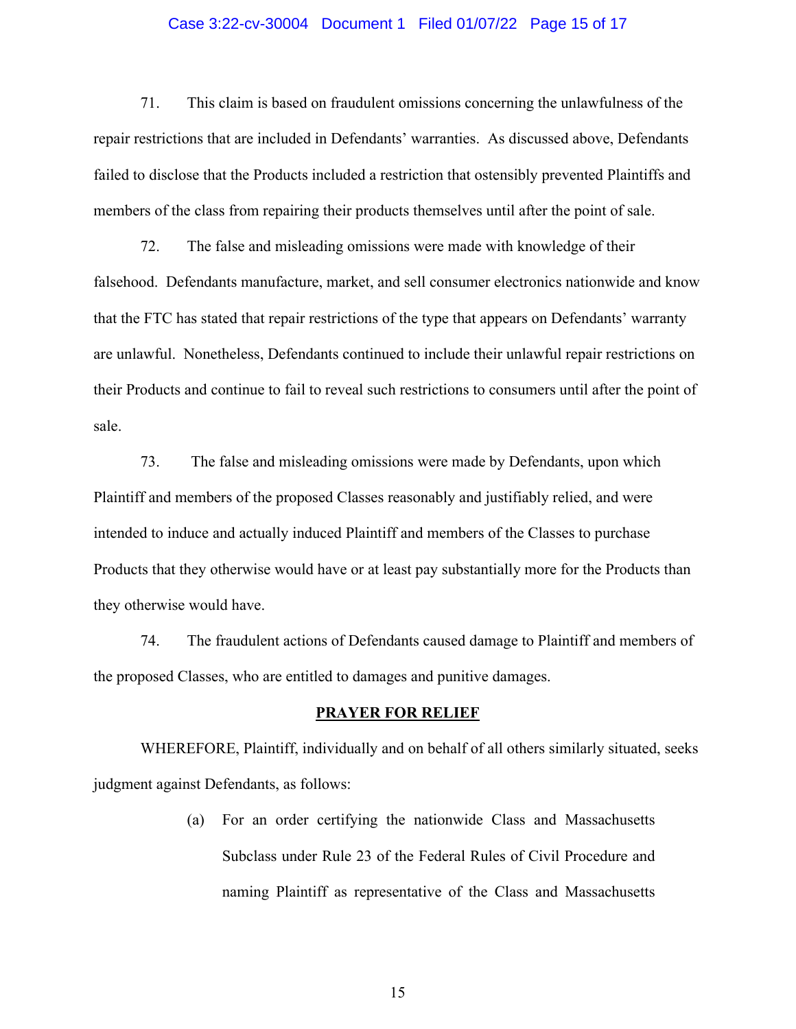71. This claim is based on fraudulent omissions concerning the unlawfulness of the repair restrictions that are included in Defendants' warranties. As discussed above, Defendants failed to disclose that the Products included a restriction that ostensibly prevented Plaintiffs and members of the class from repairing their products themselves until after the point of sale.

72. The false and misleading omissions were made with knowledge of their falsehood. Defendants manufacture, market, and sell consumer electronics nationwide and know that the FTC has stated that repair restrictions of the type that appears on Defendants' warranty are unlawful. Nonetheless, Defendants continued to include their unlawful repair restrictions on their Products and continue to fail to reveal such restrictions to consumers until after the point of sale.

73. The false and misleading omissions were made by Defendants, upon which Plaintiff and members of the proposed Classes reasonably and justifiably relied, and were intended to induce and actually induced Plaintiff and members of the Classes to purchase Products that they otherwise would have or at least pay substantially more for the Products than they otherwise would have.

74. The fraudulent actions of Defendants caused damage to Plaintiff and members of the proposed Classes, who are entitled to damages and punitive damages.

**PRAYER FOR RELIEF**

WHEREFORE, Plaintiff, individually and on behalf of all others similarly situated, seeks judgment against Defendants, as follows:

(a) For an order certifying the nationwide Class and Massachusetts Subclass under Rule 23 of the Federal Rules of Civil Procedure and naming Plaintiff as representative of the Class and Massachusetts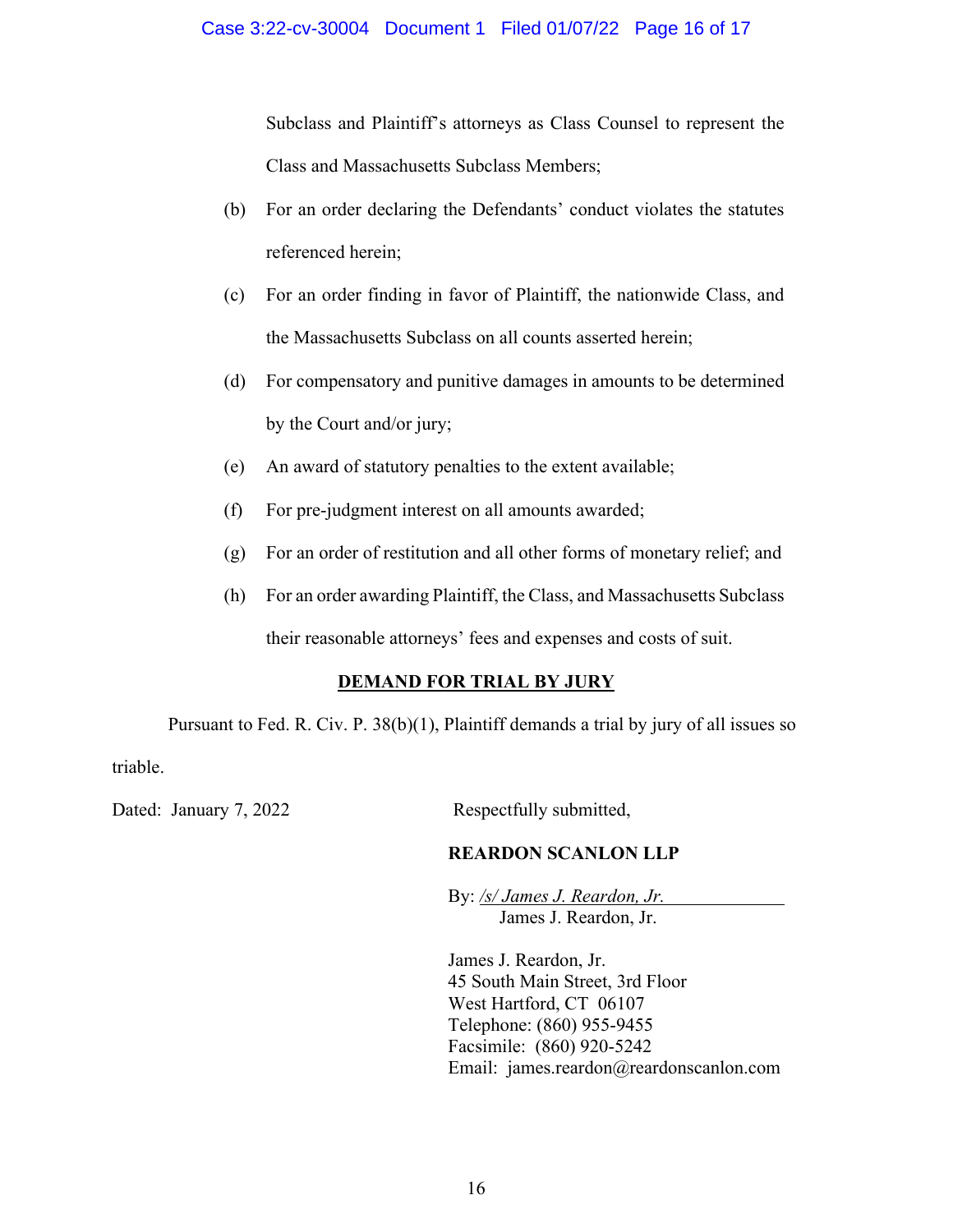Subclass and Plaintiff's attorneys as Class Counsel to represent the Class and Massachusetts Subclass Members;

(b) For an order declaring the Defendants' conduct violates the statutes referenced herein;

(c) For an order finding in favor of Plaintiff, the nationwide Class, and the Massachusetts Subclass on all counts asserted herein;

(d) For compensatory and punitive damages in amounts to be determined by the Court and/or jury;

(e) An award of statutory penalties to the extent available;

(f) For pre-judgment interest on all amounts awarded;

(g) For an order of restitution and all other forms of monetary relief; and

(h) For an order awarding Plaintiff, the Class, and Massachusetts Subclass their reasonable attorneys' fees and expenses and costs of suit.

**DEMAND FOR TRIAL BY JURY**

Pursuant to Fed. R. Civ. P. 38(b)(1), Plaintiff demands a trial by jury of all issues so triable.

Dated: January 7, 2022

Respectfully submitted,

**REARDON SCANLON LLP**

By: */s/ James J. Reardon, Jr.*
James J. Reardon, Jr.

James J. Reardon, Jr.
45 South Main Street, 3rd Floor
West Hartford, CT 06107
Telephone: (860) 955-9455
Facsimile: (860) 920-5242
Email: james.reardon@reardonscanlon.com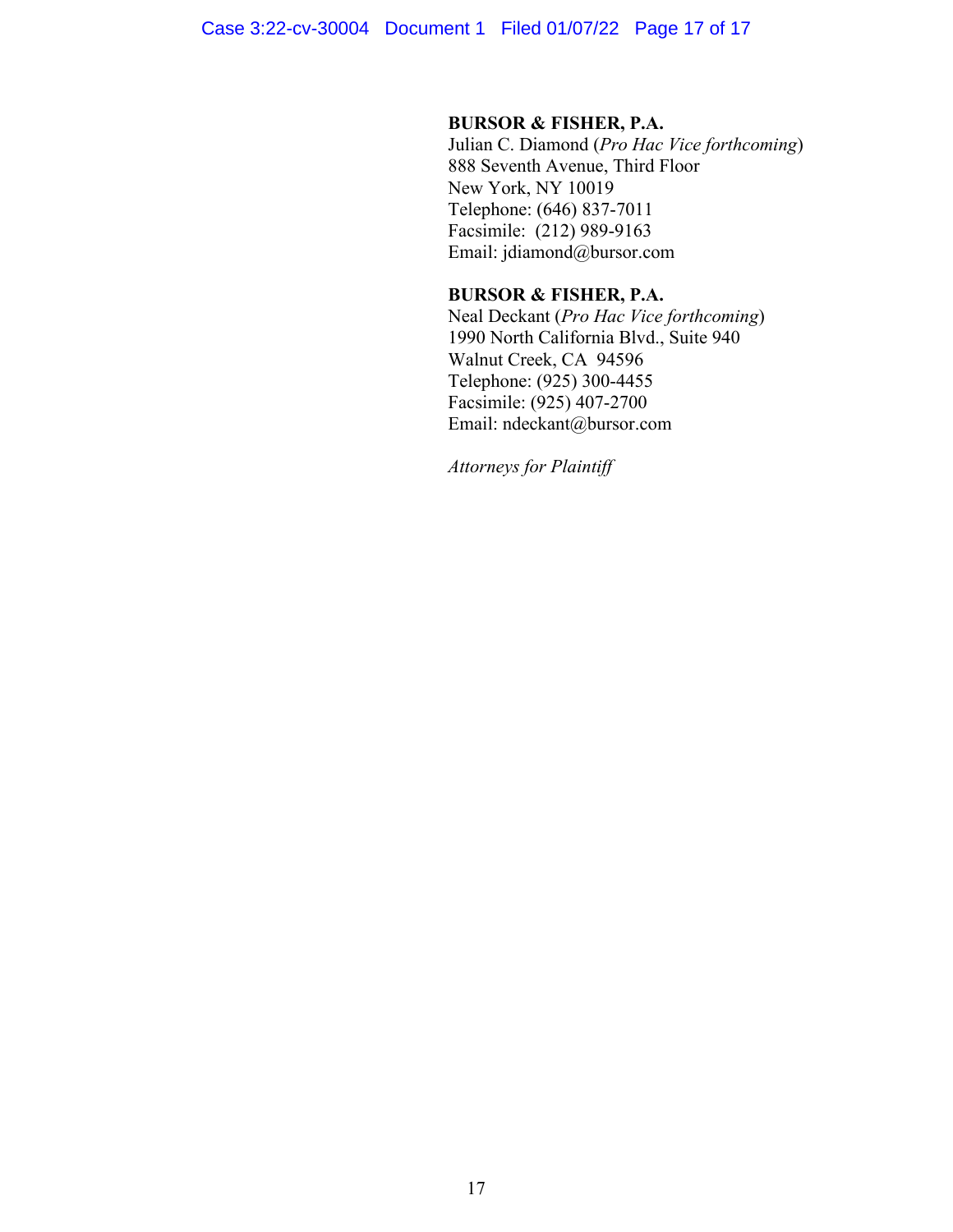**BURSOR & FISHER, P.A.**
Julian C. Diamond (*Pro Hac Vice forthcoming*)
888 Seventh Avenue, Third Floor
New York, NY 10019
Telephone: (646) 837-7011
Facsimile: (212) 989-9163
Email: jdiamond@bursor.com

**BURSOR & FISHER, P.A.**
Neal Deckant (*Pro Hac Vice forthcoming*)
1990 North California Blvd., Suite 940
Walnut Creek, CA 94596
Telephone: (925) 300-4455
Facsimile: (925) 407-2700
Email: ndeckant@bursor.com

*Attorneys for Plaintiff*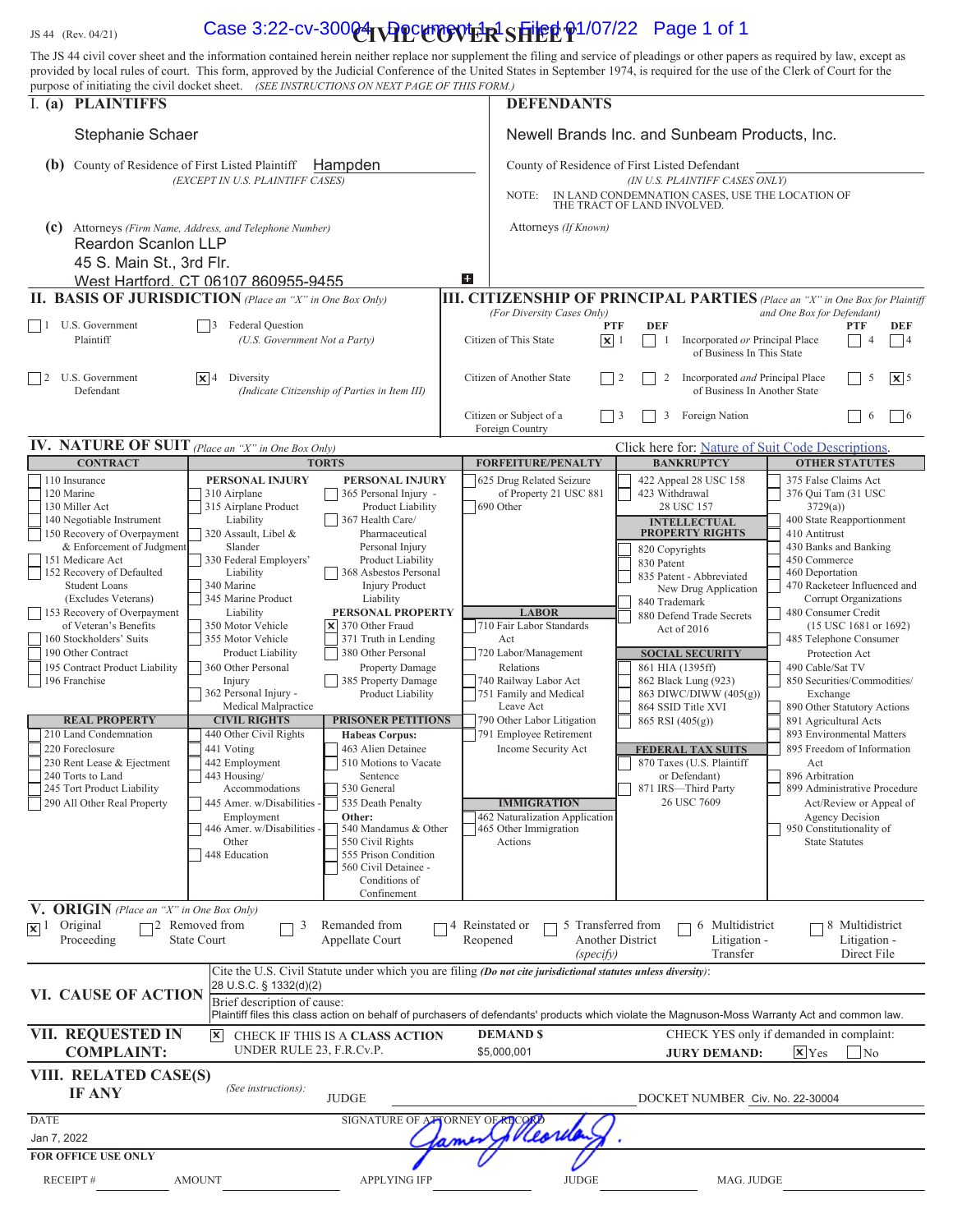JS 44 (Rev. 04/21)

# CIVIL COVER SHEET

The JS 44 civil cover sheet and the information contained herein neither replace nor supplement the filing and service of pleadings or other papers as required by law, except as provided by local rules of court. This form, approved by the Judicial Conference of the United States in September 1974, is required for the use of the Clerk of Court for the purpose of initiating the civil docket sheet. *(SEE INSTRUCTIONS ON NEXT PAGE OF THIS FORM.)*

## I. (a) PLAINTIFFS

Stephanie Schaer

**(b)** County of Residence of First Listed Plaintiff: Hampden
*(EXCEPT IN U.S. PLAINTIFF CASES)*

**(c)** Attorneys *(Firm Name, Address, and Telephone Number)*
Reardon Scanlon LLP
45 S. Main St., 3rd Flr.
West Hartford, CT 06107 860955-9455

## DEFENDANTS

Newell Brands Inc. and Sunbeam Products, Inc.

County of Residence of First Listed Defendant
*(IN U.S. PLAINTIFF CASES ONLY)*

NOTE: IN LAND CONDEMNATION CASES, USE THE LOCATION OF THE TRACT OF LAND INVOLVED.

Attorneys *(If Known)*

## II. BASIS OF JURISDICTION *(Place an "X" in One Box Only)*

- [ ] 1 U.S. Government Plaintiff
- [ ] 3 Federal Question (U.S. Government Not a Party)
- [ ] 2 U.S. Government Defendant
- [x] 4 Diversity (Indicate Citizenship of Parties in Item III)

## III. CITIZENSHIP OF PRINCIPAL PARTIES *(Place an "X" in One Box for Plaintiff and One Box for Defendant)* (For Diversity Cases Only)

| | PTF | DEF | | PTF | DEF |
|---|---|---|---|---|---|
| Citizen of This State | [x] 1 | [ ] 1 | Incorporated *or* Principal Place of Business In This State | [ ] 4 | [ ] 4 |
| Citizen of Another State | [ ] 2 | [ ] 2 | Incorporated *and* Principal Place of Business In Another State | [ ] 5 | [x] 5 |
| Citizen or Subject of a Foreign Country | [ ] 3 | [ ] 3 | Foreign Nation | [ ] 6 | [ ] 6 |

## IV. NATURE OF SUIT *(Place an "X" in One Box Only)*

Click here for: Nature of Suit Code Descriptions.

**CONTRACT:** 110 Insurance; 120 Marine; 130 Miller Act; 140 Negotiable Instrument; 150 Recovery of Overpayment & Enforcement of Judgment; 151 Medicare Act; 152 Recovery of Defaulted Student Loans (Excludes Veterans); 153 Recovery of Overpayment of Veteran's Benefits; 160 Stockholders' Suits; 190 Other Contract; 195 Contract Product Liability; 196 Franchise

**REAL PROPERTY:** 210 Land Condemnation; 220 Foreclosure; 230 Rent Lease & Ejectment; 240 Torts to Land; 245 Tort Product Liability; 290 All Other Real Property

**TORTS — PERSONAL INJURY:** 310 Airplane; 315 Airplane Product Liability; 320 Assault, Libel & Slander; 330 Federal Employers' Liability; 340 Marine; 345 Marine Product Liability; 350 Motor Vehicle; 355 Motor Vehicle Product Liability; 360 Other Personal Injury; 362 Personal Injury - Medical Malpractice

**PERSONAL INJURY:** 365 Personal Injury - Product Liability; 367 Health Care/ Pharmaceutical Personal Injury Product Liability; 368 Asbestos Personal Injury Product Liability

**PERSONAL PROPERTY:** [x] 370 Other Fraud; 371 Truth in Lending; 380 Other Personal Property Damage; 385 Property Damage Product Liability

**CIVIL RIGHTS:** 440 Other Civil Rights; 441 Voting; 442 Employment; 443 Housing/ Accommodations; 445 Amer. w/Disabilities - Employment; 446 Amer. w/Disabilities - Other; 448 Education

**PRISONER PETITIONS — Habeas Corpus:** 463 Alien Detainee; 510 Motions to Vacate Sentence; 530 General; 535 Death Penalty; **Other:** 540 Mandamus & Other; 550 Civil Rights; 555 Prison Condition; 560 Civil Detainee - Conditions of Confinement

**FORFEITURE/PENALTY:** 625 Drug Related Seizure of Property 21 USC 881; 690 Other

**LABOR:** 710 Fair Labor Standards Act; 720 Labor/Management Relations; 740 Railway Labor Act; 751 Family and Medical Leave Act; 790 Other Labor Litigation; 791 Employee Retirement Income Security Act

**IMMIGRATION:** 462 Naturalization Application; 465 Other Immigration Actions

**BANKRUPTCY:** 422 Appeal 28 USC 158; 423 Withdrawal 28 USC 157

**INTELLECTUAL PROPERTY RIGHTS:** 820 Copyrights; 830 Patent; 835 Patent - Abbreviated New Drug Application; 840 Trademark; 880 Defend Trade Secrets Act of 2016

**SOCIAL SECURITY:** 861 HIA (1395ff); 862 Black Lung (923); 863 DIWC/DIWW (405(g)); 864 SSID Title XVI; 865 RSI (405(g))

**FEDERAL TAX SUITS:** 870 Taxes (U.S. Plaintiff or Defendant); 871 IRS—Third Party 26 USC 7609

**OTHER STATUTES:** 375 False Claims Act; 376 Qui Tam (31 USC 3729(a)); 400 State Reapportionment; 410 Antitrust; 430 Banks and Banking; 450 Commerce; 460 Deportation; 470 Racketeer Influenced and Corrupt Organizations; 480 Consumer Credit (15 USC 1681 or 1692); 485 Telephone Consumer Protection Act; 490 Cable/Sat TV; 850 Securities/Commodities/ Exchange; 890 Other Statutory Actions; 891 Agricultural Acts; 893 Environmental Matters; 895 Freedom of Information Act; 896 Arbitration; 899 Administrative Procedure Act/Review or Appeal of Agency Decision; 950 Constitutionality of State Statutes

## V. ORIGIN *(Place an "X" in One Box Only)*

- [x] 1 Original Proceeding
- [ ] 2 Removed from State Court
- [ ] 3 Remanded from Appellate Court
- [ ] 4 Reinstated or Reopened
- [ ] 5 Transferred from Another District *(specify)*
- [ ] 6 Multidistrict Litigation - Transfer
- [ ] 8 Multidistrict Litigation - Direct File

## VI. CAUSE OF ACTION

Cite the U.S. Civil Statute under which you are filing *(Do not cite jurisdictional statutes unless diversity)*:
28 U.S.C. § 1332(d)(2)

Brief description of cause:
Plaintiff files this class action on behalf of purchasers of defendants' products which violate the Magnuson-Moss Warranty Act and common law.

## VII. REQUESTED IN COMPLAINT:

- [x] CHECK IF THIS IS A CLASS ACTION UNDER RULE 23, F.R.Cv.P.

DEMAND $ $5,000,001

CHECK YES only if demanded in complaint: JURY DEMAND: [x] Yes [ ] No

## VIII. RELATED CASE(S) IF ANY *(See instructions)*:

JUDGE — DOCKET NUMBER Civ. No. 22-30004

DATE: Jan 7, 2022

SIGNATURE OF ATTORNEY OF RECORD: James J. Reardon Jr.

**FOR OFFICE USE ONLY**

RECEIPT # — AMOUNT — APPLYING IFP — JUDGE — MAG. JUDGE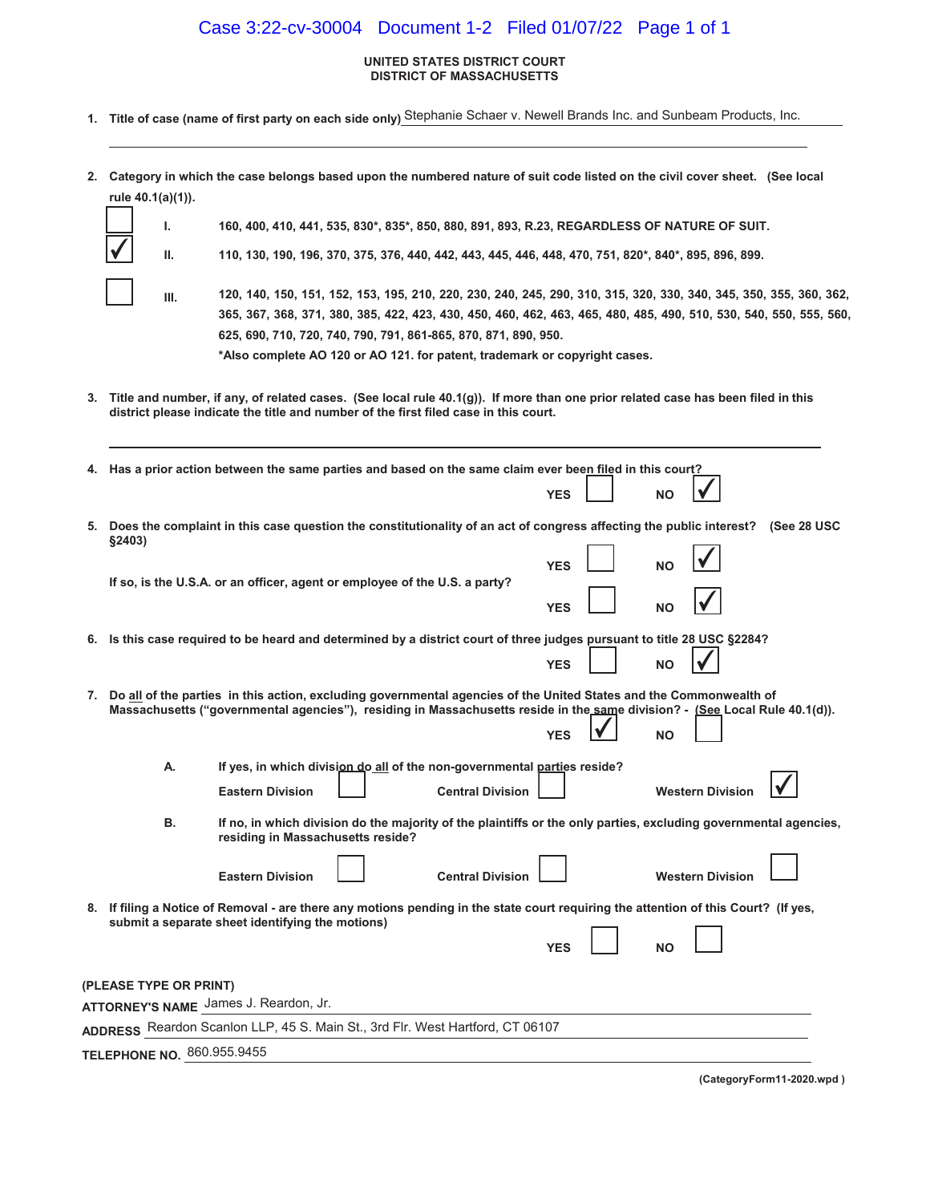**UNITED STATES DISTRICT COURT**
**DISTRICT OF MASSACHUSETTS**

1. **Title of case (name of first party on each side only)** Stephanie Schaer v. Newell Brands Inc. and Sunbeam Products, Inc.

2. **Category in which the case belongs based upon the numbered nature of suit code listed on the civil cover sheet. (See local rule 40.1(a)(1)).**

   ☐ **I.** 160, 400, 410, 441, 535, 830*, 835*, 850, 880, 891, 893, R.23, REGARDLESS OF NATURE OF SUIT.

   ☑ **II.** 110, 130, 190, 196, 370, 375, 376, 440, 442, 443, 445, 446, 448, 470, 751, 820*, 840*, 895, 896, 899.

   ☐ **III.** 120, 140, 150, 151, 152, 153, 195, 210, 220, 230, 240, 245, 290, 310, 315, 320, 330, 340, 345, 350, 355, 360, 362, 365, 367, 368, 371, 380, 385, 422, 423, 430, 450, 460, 462, 463, 465, 480, 485, 490, 510, 530, 540, 550, 555, 560, 625, 690, 710, 720, 740, 790, 791, 861-865, 870, 871, 890, 950.

   *Also complete AO 120 or AO 121. for patent, trademark or copyright cases.

3. **Title and number, if any, of related cases. (See local rule 40.1(g)). If more than one prior related case has been filed in this district please indicate the title and number of the first filed case in this court.**

4. **Has a prior action between the same parties and based on the same claim ever been filed in this court?**

   YES ☐ NO ☑

5. **Does the complaint in this case question the constitutionality of an act of congress affecting the public interest? (See 28 USC §2403)**

   YES ☐ NO ☑

   **If so, is the U.S.A. or an officer, agent or employee of the U.S. a party?**

   YES ☐ NO ☑

6. **Is this case required to be heard and determined by a district court of three judges pursuant to title 28 USC §2284?**

   YES ☐ NO ☑

7. **Do all of the parties in this action, excluding governmental agencies of the United States and the Commonwealth of Massachusetts ("governmental agencies"), residing in Massachusetts reside in the same division? - (See Local Rule 40.1(d)).**

   YES ☑ NO ☐

   **A.** **If yes, in which division do all of the non-governmental parties reside?**

   Eastern Division ☐ Central Division ☐ Western Division ☑

   **B.** **If no, in which division do the majority of the plaintiffs or the only parties, excluding governmental agencies, residing in Massachusetts reside?**

   Eastern Division ☐ Central Division ☐ Western Division ☐

8. **If filing a Notice of Removal - are there any motions pending in the state court requiring the attention of this Court? (If yes, submit a separate sheet identifying the motions)**

   YES ☐ NO ☐

**(PLEASE TYPE OR PRINT)**

**ATTORNEY'S NAME** James J. Reardon, Jr.

**ADDRESS** Reardon Scanlon LLP, 45 S. Main St., 3rd Flr. West Hartford, CT 06107

**TELEPHONE NO.** 860.955.9455

(CategoryForm11-2020.wpd )